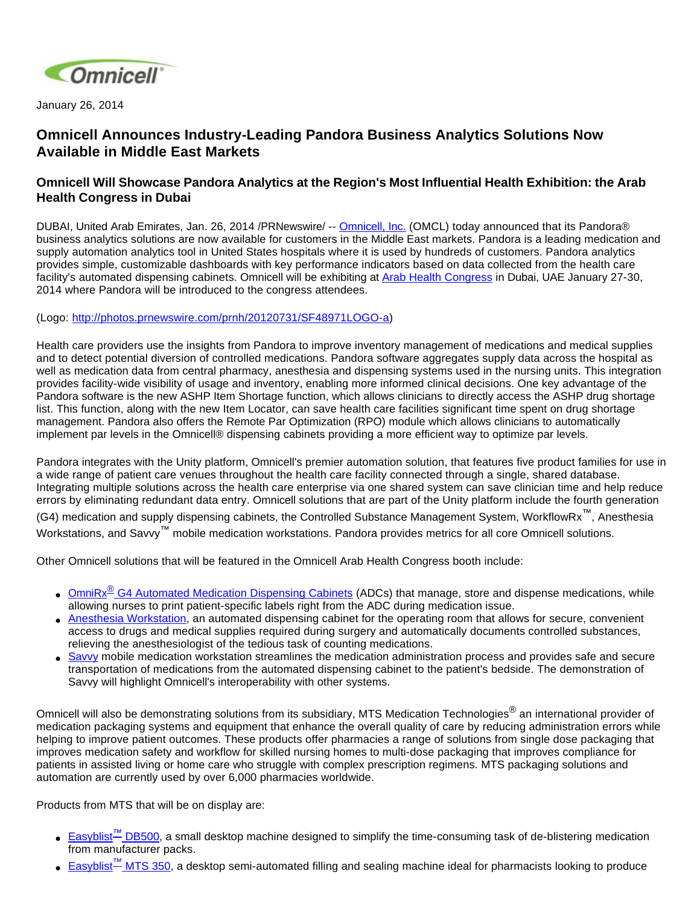Omnicell

January 26, 2014

## Omnicell Announces Industry-Leading Pandora Business Analytics Solutions Now Available in Middle East Markets

### Omnicell Will Showcase Pandora Analytics at the Region's Most Influential Health Exhibition: the Arab Health Congress in Dubai

DUBAI, United Arab Emirates, Jan. 26, 2014 /PRNewswire/ -- Omnicell, Inc. (OMCL) today announced that its Pandora® business analytics solutions are now available for customers in the Middle East markets. Pandora is a leading medication and supply automation analytics tool in United States hospitals where it is used by hundreds of customers. Pandora analytics provides simple, customizable dashboards with key performance indicators based on data collected from the health care facility's automated dispensing cabinets. Omnicell will be exhibiting at Arab Health Congress in Dubai, UAE January 27-30, 2014 where Pandora will be introduced to the congress attendees.

(Logo: http://photos.prnewswire.com/prnh/20120731/SF48971LOGO-a)

Health care providers use the insights from Pandora to improve inventory management of medications and medical supplies and to detect potential diversion of controlled medications. Pandora software aggregates supply data across the hospital as well as medication data from central pharmacy, anesthesia and dispensing systems used in the nursing units. This integration provides facility-wide visibility of usage and inventory, enabling more informed clinical decisions. One key advantage of the Pandora software is the new ASHP Item Shortage function, which allows clinicians to directly access the ASHP drug shortage list. This function, along with the new Item Locator, can save health care facilities significant time spent on drug shortage management. Pandora also offers the Remote Par Optimization (RPO) module which allows clinicians to automatically implement par levels in the Omnicell® dispensing cabinets providing a more efficient way to optimize par levels.

Pandora integrates with the Unity platform, Omnicell's premier automation solution, that features five product families for use in a wide range of patient care venues throughout the health care facility connected through a single, shared database. Integrating multiple solutions across the health care enterprise via one shared system can save clinician time and help reduce errors by eliminating redundant data entry. Omnicell solutions that are part of the Unity platform include the fourth generation (G4) medication and supply dispensing cabinets, the Controlled Substance Management System, WorkflowRx™, Anesthesia Workstations, and Savvy™ mobile medication workstations. Pandora provides metrics for all core Omnicell solutions.

Other Omnicell solutions that will be featured in the Omnicell Arab Health Congress booth include:

- OmniRx® G4 Automated Medication Dispensing Cabinets (ADCs) that manage, store and dispense medications, while allowing nurses to print patient-specific labels right from the ADC during medication issue.
- Anesthesia Workstation, an automated dispensing cabinet for the operating room that allows for secure, convenient access to drugs and medical supplies required during surgery and automatically documents controlled substances, relieving the anesthesiologist of the tedious task of counting medications.
- Savvy mobile medication workstation streamlines the medication administration process and provides safe and secure transportation of medications from the automated dispensing cabinet to the patient's bedside. The demonstration of Savvy will highlight Omnicell's interoperability with other systems.

Omnicell will also be demonstrating solutions from its subsidiary, MTS Medication Technologies® an international provider of medication packaging systems and equipment that enhance the overall quality of care by reducing administration errors while helping to improve patient outcomes. These products offer pharmacies a range of solutions from single dose packaging that improves medication safety and workflow for skilled nursing homes to multi-dose packaging that improves compliance for patients in assisted living or home care who struggle with complex prescription regimens. MTS packaging solutions and automation are currently used by over 6,000 pharmacies worldwide.

Products from MTS that will be on display are:

- Easyblist™ DB500, a small desktop machine designed to simplify the time-consuming task of de-blistering medication from manufacturer packs.
- Easyblist™ MTS 350, a desktop semi-automated filling and sealing machine ideal for pharmacists looking to produce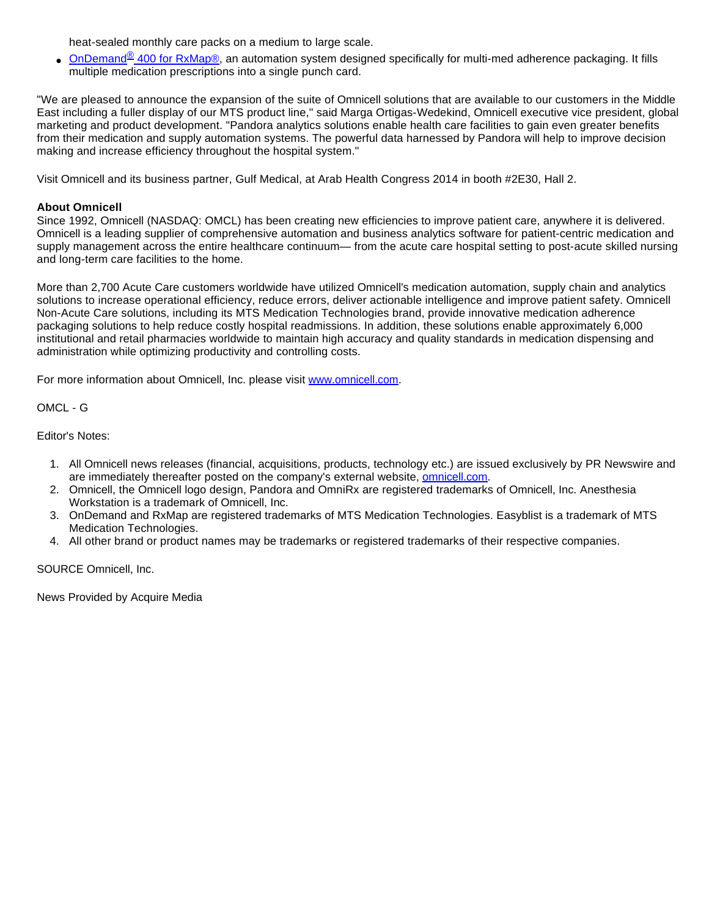heat-sealed monthly care packs on a medium to large scale.

- OnDemand® 400 for RxMap®, an automation system designed specifically for multi-med adherence packaging. It fills multiple medication prescriptions into a single punch card.

"We are pleased to announce the expansion of the suite of Omnicell solutions that are available to our customers in the Middle East including a fuller display of our MTS product line," said Marga Ortigas-Wedekind, Omnicell executive vice president, global marketing and product development. "Pandora analytics solutions enable health care facilities to gain even greater benefits from their medication and supply automation systems. The powerful data harnessed by Pandora will help to improve decision making and increase efficiency throughout the hospital system."

Visit Omnicell and its business partner, Gulf Medical, at Arab Health Congress 2014 in booth #2E30, Hall 2.

**About Omnicell**

Since 1992, Omnicell (NASDAQ: OMCL) has been creating new efficiencies to improve patient care, anywhere it is delivered. Omnicell is a leading supplier of comprehensive automation and business analytics software for patient-centric medication and supply management across the entire healthcare continuum— from the acute care hospital setting to post-acute skilled nursing and long-term care facilities to the home.

More than 2,700 Acute Care customers worldwide have utilized Omnicell's medication automation, supply chain and analytics solutions to increase operational efficiency, reduce errors, deliver actionable intelligence and improve patient safety. Omnicell Non-Acute Care solutions, including its MTS Medication Technologies brand, provide innovative medication adherence packaging solutions to help reduce costly hospital readmissions. In addition, these solutions enable approximately 6,000 institutional and retail pharmacies worldwide to maintain high accuracy and quality standards in medication dispensing and administration while optimizing productivity and controlling costs.

For more information about Omnicell, Inc. please visit www.omnicell.com.

OMCL - G

Editor's Notes:

1. All Omnicell news releases (financial, acquisitions, products, technology etc.) are issued exclusively by PR Newswire and are immediately thereafter posted on the company's external website, omnicell.com.
2. Omnicell, the Omnicell logo design, Pandora and OmniRx are registered trademarks of Omnicell, Inc. Anesthesia Workstation is a trademark of Omnicell, Inc.
3. OnDemand and RxMap are registered trademarks of MTS Medication Technologies. Easyblist is a trademark of MTS Medication Technologies.
4. All other brand or product names may be trademarks or registered trademarks of their respective companies.

SOURCE Omnicell, Inc.

News Provided by Acquire Media